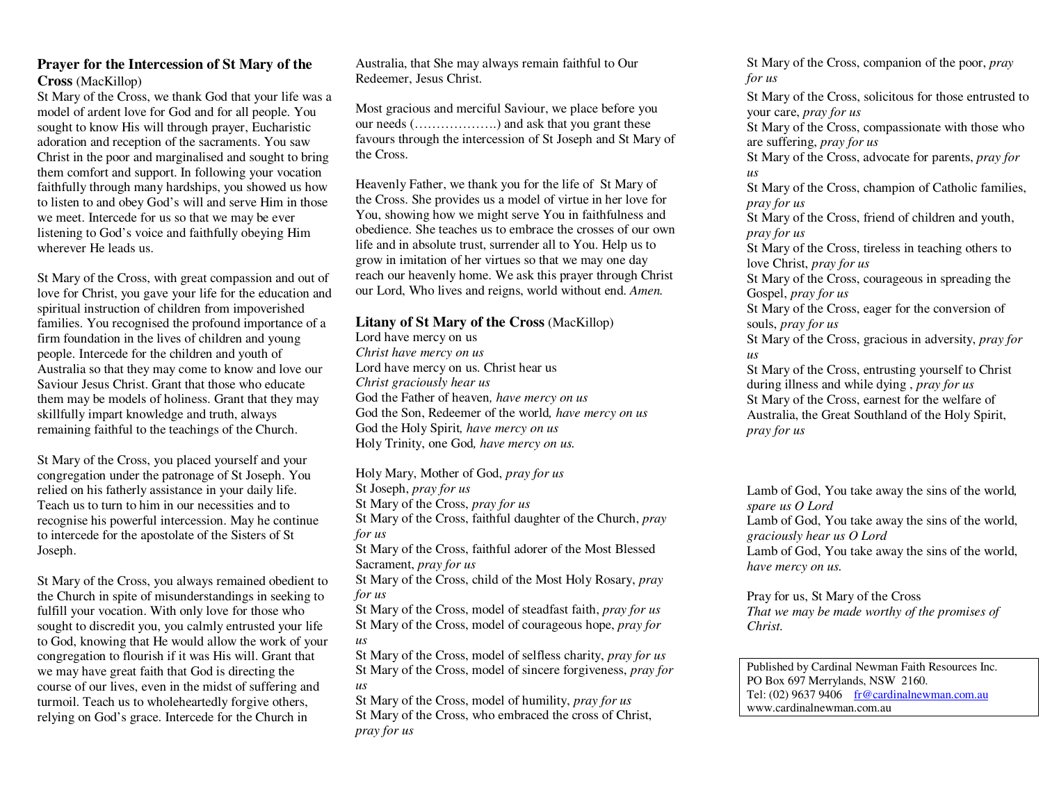## Prayer for the Intercession of St Mary of the Cross (MacKillop)

St Mary of the Cross, we thank God that your life was a model of ardent love for God and for all people. You sought to know His will through prayer, Eucharistic adoration and reception of the sacraments. You saw Christ in the poor and marginalised and sought to bring them comfort and support. In following your vocation faithfully through many hardships, you showed us how to listen to and obey God's will and serve Him in those we meet. Intercede for us so that we may be ever listening to God's voice and faithfully obeying Him wherever He leads us.

St Mary of the Cross, with great compassion and out of love for Christ, you gave your life for the education and spiritual instruction of children from impoverished families. You recognised the profound importance of a firm foundation in the lives of children and young people. Intercede for the children and youth of Australia so that they may come to know and love our Saviour Jesus Christ. Grant that those who educate them may be models of holiness. Grant that they may skillfully impart knowledge and truth, always remaining faithful to the teachings of the Church.

St Mary of the Cross, you placed yourself and your congregation under the patronage of St Joseph. You relied on his fatherly assistance in your daily life. Teach us to turn to him in our necessities and to recognise his powerful intercession. May he continue to intercede for the apostolate of the Sisters of St Joseph.

St Mary of the Cross, you always remained obedient to the Church in spite of misunderstandings in seeking to fulfill your vocation. With only love for those who sought to discredit you, you calmly entrusted your life to God, knowing that He would allow the work of your congregation to flourish if it was His will. Grant that we may have great faith that God is directing the course of our lives, even in the midst of suffering and turmoil. Teach us to wholeheartedly forgive others, relying on God's grace. Intercede for the Church in Australia, that She may always remain faithful to Our Redeemer, Jesus Christ.

Most gracious and merciful Saviour, we place before you our needs (……………….) and ask that you grant these favours through the intercession of St Joseph and St Mary of the Cross.

Heavenly Father, we thank you for the life of St Mary of the Cross. She provides us a model of virtue in her love for You, showing how we might serve You in faithfulness and obedience. She teaches us to embrace the crosses of our own life and in absolute trust, surrender all to You. Help us to grow in imitation of her virtues so that we may one day reach our heavenly home. We ask this prayer through Christ our Lord, Who lives and reigns, world without end. *Amen.*

## Litany of St Mary of the Cross (MacKillop)

Lord have mercy on us
*Christ have mercy on us*
Lord have mercy on us. Christ hear us
*Christ graciously hear us*
God the Father of heaven, *have mercy on us*
God the Son, Redeemer of the world, *have mercy on us*
God the Holy Spirit, *have mercy on us*
Holy Trinity, one God, *have mercy on us.*

Holy Mary, Mother of God, *pray for us*
St Joseph, *pray for us*
St Mary of the Cross, *pray for us*
St Mary of the Cross, faithful daughter of the Church, *pray for us*
St Mary of the Cross, faithful adorer of the Most Blessed Sacrament, *pray for us*
St Mary of the Cross, child of the Most Holy Rosary, *pray for us*
St Mary of the Cross, model of steadfast faith, *pray for us*
St Mary of the Cross, model of courageous hope, *pray for us*
St Mary of the Cross, model of selfless charity, *pray for us*
St Mary of the Cross, model of sincere forgiveness, *pray for us*
St Mary of the Cross, model of humility, *pray for us*
St Mary of the Cross, who embraced the cross of Christ, *pray for us*
St Mary of the Cross, companion of the poor, *pray for us*
St Mary of the Cross, solicitous for those entrusted to your care, *pray for us*
St Mary of the Cross, compassionate with those who are suffering, *pray for us*
St Mary of the Cross, advocate for parents, *pray for us*
St Mary of the Cross, champion of Catholic families, *pray for us*
St Mary of the Cross, friend of children and youth, *pray for us*
St Mary of the Cross, tireless in teaching others to love Christ, *pray for us*
St Mary of the Cross, courageous in spreading the Gospel, *pray for us*
St Mary of the Cross, eager for the conversion of souls, *pray for us*
St Mary of the Cross, gracious in adversity, *pray for us*
St Mary of the Cross, entrusting yourself to Christ during illness and while dying , *pray for us*
St Mary of the Cross, earnest for the welfare of Australia, the Great Southland of the Holy Spirit, *pray for us*

Lamb of God, You take away the sins of the world, *spare us O Lord*
Lamb of God, You take away the sins of the world, *graciously hear us O Lord*
Lamb of God, You take away the sins of the world, *have mercy on us.*

Pray for us, St Mary of the Cross
*That we may be made worthy of the promises of Christ.*

Published by Cardinal Newman Faith Resources Inc.
PO Box 697 Merrylands, NSW 2160.
Tel: (02) 9637 9406 fr@cardinalnewman.com.au
www.cardinalnewman.com.au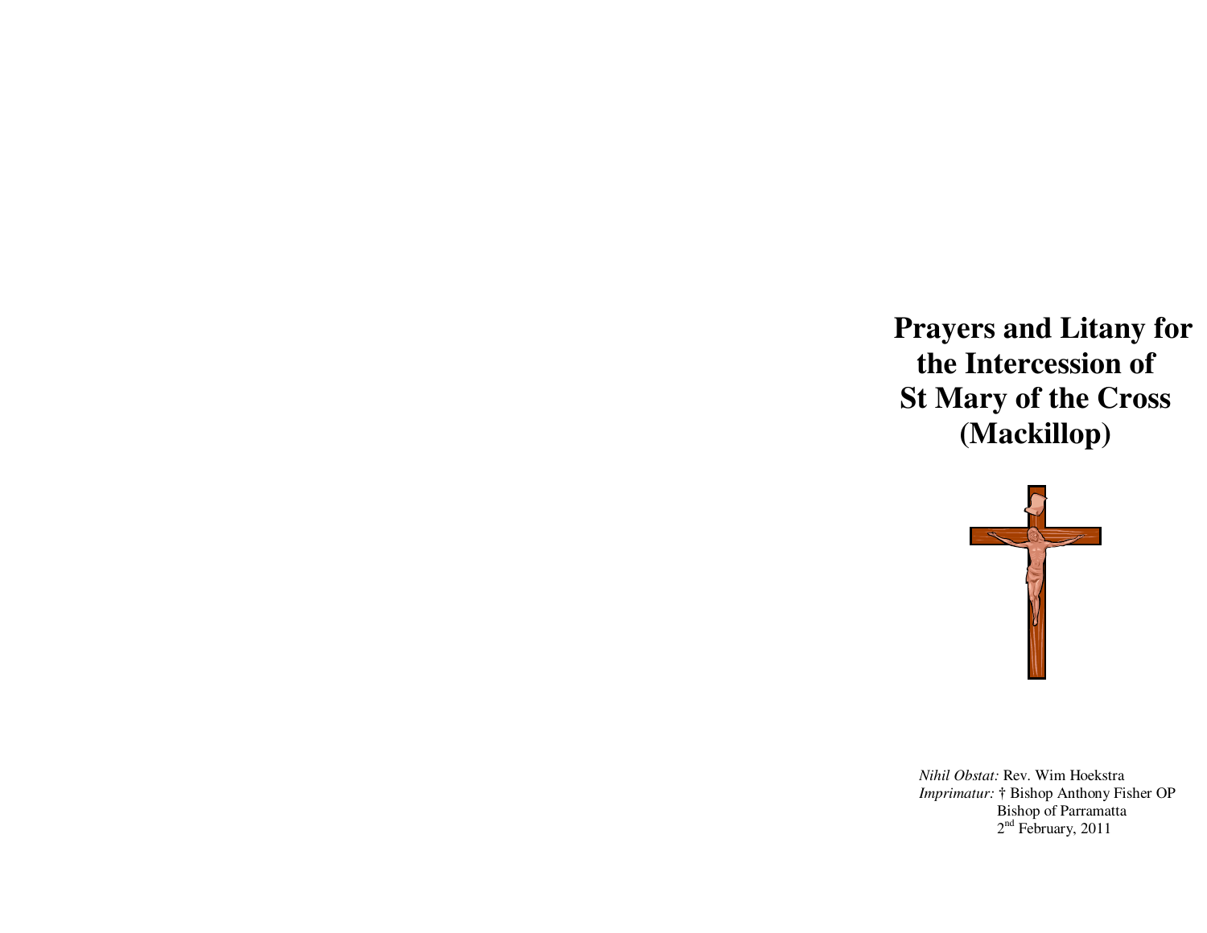# Prayers and Litany for the Intercession of St Mary of the Cross (Mackillop)

*Nihil Obstat:* Rev. Wim Hoekstra
*Imprimatur:* † Bishop Anthony Fisher OP
Bishop of Parramatta
2nd February, 2011